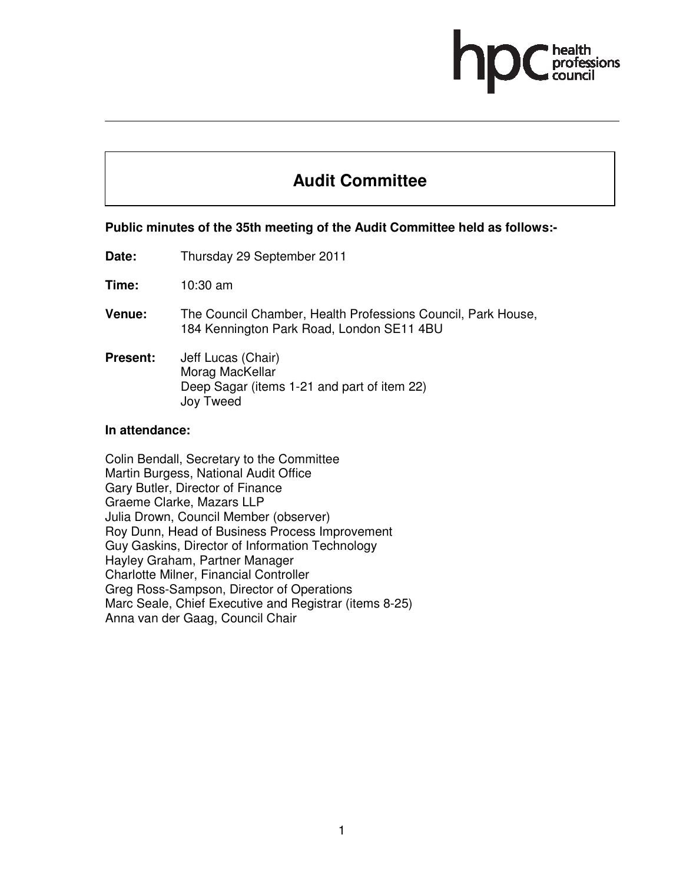# Audit Committee

**Public minutes of the 35th meeting of the Audit Committee held as follows:-**

**Date:** Thursday 29 September 2011

**Time:** 10:30 am

**Venue:** The Council Chamber, Health Professions Council, Park House, 184 Kennington Park Road, London SE11 4BU

**Present:** Jeff Lucas (Chair)
Morag MacKellar
Deep Sagar (items 1-21 and part of item 22)
Joy Tweed

**In attendance:**

Colin Bendall, Secretary to the Committee
Martin Burgess, National Audit Office
Gary Butler, Director of Finance
Graeme Clarke, Mazars LLP
Julia Drown, Council Member (observer)
Roy Dunn, Head of Business Process Improvement
Guy Gaskins, Director of Information Technology
Hayley Graham, Partner Manager
Charlotte Milner, Financial Controller
Greg Ross-Sampson, Director of Operations
Marc Seale, Chief Executive and Registrar (items 8-25)
Anna van der Gaag, Council Chair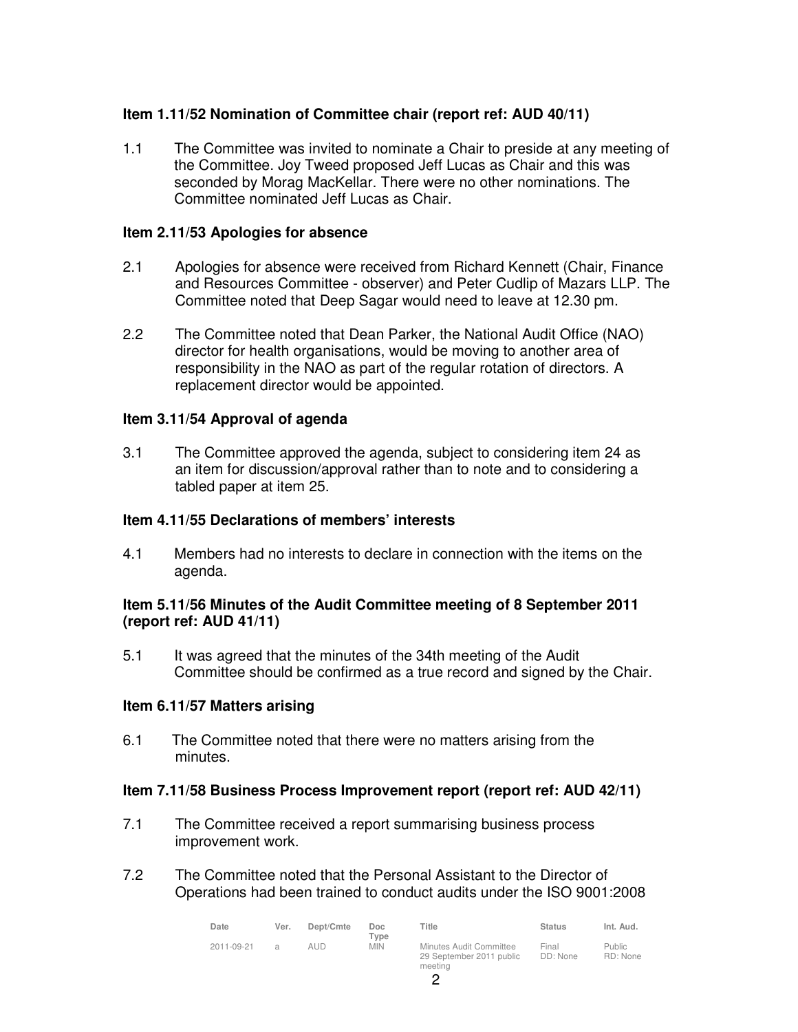### Item 1.11/52 Nomination of Committee chair (report ref: AUD 40/11)

1.1 The Committee was invited to nominate a Chair to preside at any meeting of the Committee. Joy Tweed proposed Jeff Lucas as Chair and this was seconded by Morag MacKellar. There were no other nominations. The Committee nominated Jeff Lucas as Chair.

### Item 2.11/53 Apologies for absence

2.1 Apologies for absence were received from Richard Kennett (Chair, Finance and Resources Committee - observer) and Peter Cudlip of Mazars LLP. The Committee noted that Deep Sagar would need to leave at 12.30 pm.

2.2 The Committee noted that Dean Parker, the National Audit Office (NAO) director for health organisations, would be moving to another area of responsibility in the NAO as part of the regular rotation of directors. A replacement director would be appointed.

### Item 3.11/54 Approval of agenda

3.1 The Committee approved the agenda, subject to considering item 24 as an item for discussion/approval rather than to note and to considering a tabled paper at item 25.

### Item 4.11/55 Declarations of members' interests

4.1 Members had no interests to declare in connection with the items on the agenda.

### Item 5.11/56 Minutes of the Audit Committee meeting of 8 September 2011 (report ref: AUD 41/11)

5.1 It was agreed that the minutes of the 34th meeting of the Audit Committee should be confirmed as a true record and signed by the Chair.

### Item 6.11/57 Matters arising

6.1 The Committee noted that there were no matters arising from the minutes.

### Item 7.11/58 Business Process Improvement report (report ref: AUD 42/11)

7.1 The Committee received a report summarising business process improvement work.

7.2 The Committee noted that the Personal Assistant to the Director of Operations had been trained to conduct audits under the ISO 9001:2008

| Date | Ver. | Dept/Cmte | Doc Type | Title | Status | Int. Aud. |
|---|---|---|---|---|---|---|
| 2011-09-21 | a | AUD | MIN | Minutes Audit Committee 29 September 2011 public meeting | Final DD: None | Public RD: None |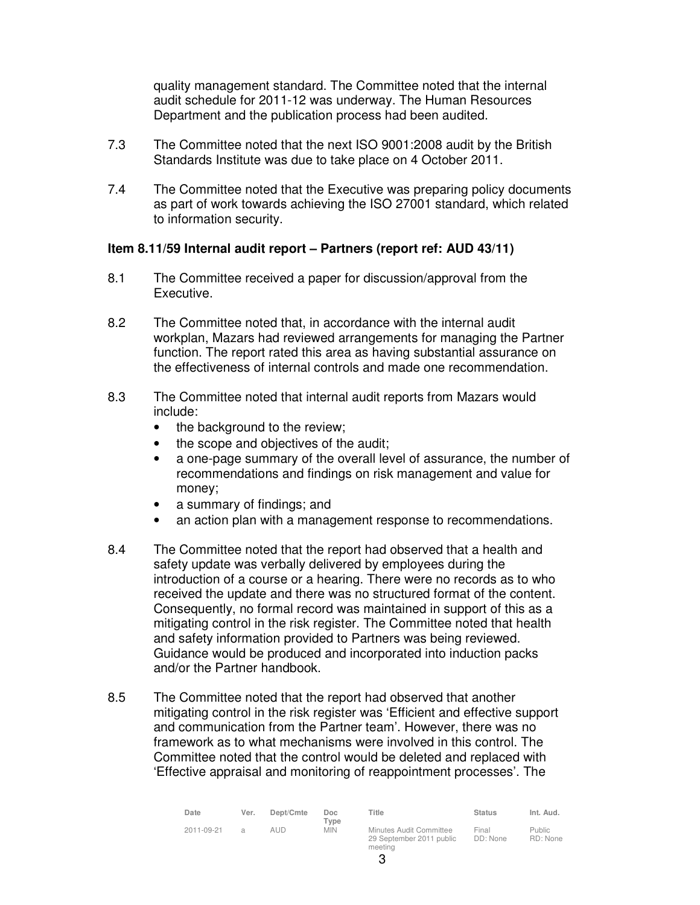quality management standard. The Committee noted that the internal audit schedule for 2011-12 was underway. The Human Resources Department and the publication process had been audited.

7.3 The Committee noted that the next ISO 9001:2008 audit by the British Standards Institute was due to take place on 4 October 2011.

7.4 The Committee noted that the Executive was preparing policy documents as part of work towards achieving the ISO 27001 standard, which related to information security.

**Item 8.11/59 Internal audit report – Partners (report ref: AUD 43/11)**

8.1 The Committee received a paper for discussion/approval from the Executive.

8.2 The Committee noted that, in accordance with the internal audit workplan, Mazars had reviewed arrangements for managing the Partner function. The report rated this area as having substantial assurance on the effectiveness of internal controls and made one recommendation.

8.3 The Committee noted that internal audit reports from Mazars would include:

- the background to the review;
- the scope and objectives of the audit;
- a one-page summary of the overall level of assurance, the number of recommendations and findings on risk management and value for money;
- a summary of findings; and
- an action plan with a management response to recommendations.

8.4 The Committee noted that the report had observed that a health and safety update was verbally delivered by employees during the introduction of a course or a hearing. There were no records as to who received the update and there was no structured format of the content. Consequently, no formal record was maintained in support of this as a mitigating control in the risk register. The Committee noted that health and safety information provided to Partners was being reviewed. Guidance would be produced and incorporated into induction packs and/or the Partner handbook.

8.5 The Committee noted that the report had observed that another mitigating control in the risk register was 'Efficient and effective support and communication from the Partner team'. However, there was no framework as to what mechanisms were involved in this control. The Committee noted that the control would be deleted and replaced with 'Effective appraisal and monitoring of reappointment processes'. The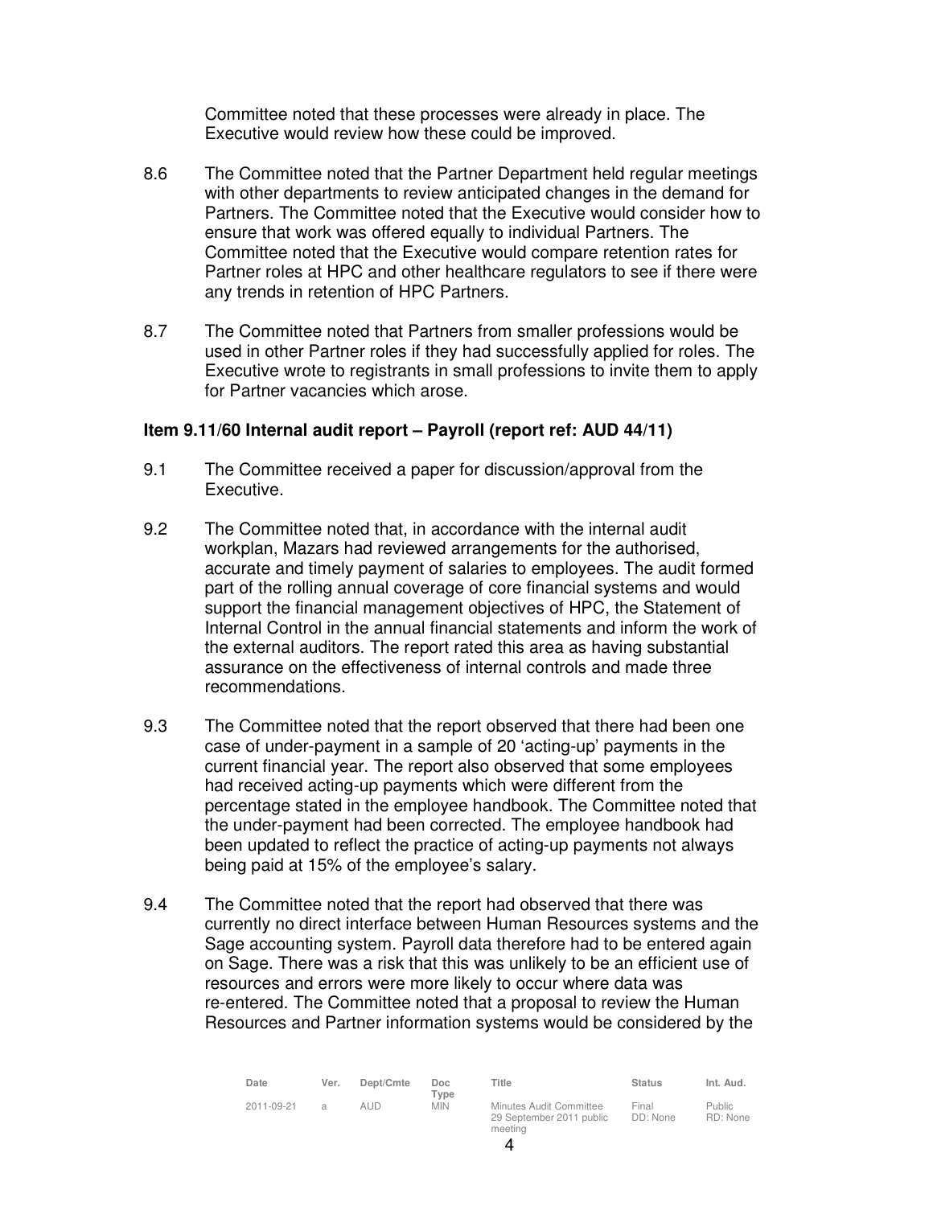Committee noted that these processes were already in place. The Executive would review how these could be improved.

8.6 The Committee noted that the Partner Department held regular meetings with other departments to review anticipated changes in the demand for Partners. The Committee noted that the Executive would consider how to ensure that work was offered equally to individual Partners. The Committee noted that the Executive would compare retention rates for Partner roles at HPC and other healthcare regulators to see if there were any trends in retention of HPC Partners.

8.7 The Committee noted that Partners from smaller professions would be used in other Partner roles if they had successfully applied for roles. The Executive wrote to registrants in small professions to invite them to apply for Partner vacancies which arose.

**Item 9.11/60 Internal audit report – Payroll (report ref: AUD 44/11)**

9.1 The Committee received a paper for discussion/approval from the Executive.

9.2 The Committee noted that, in accordance with the internal audit workplan, Mazars had reviewed arrangements for the authorised, accurate and timely payment of salaries to employees. The audit formed part of the rolling annual coverage of core financial systems and would support the financial management objectives of HPC, the Statement of Internal Control in the annual financial statements and inform the work of the external auditors. The report rated this area as having substantial assurance on the effectiveness of internal controls and made three recommendations.

9.3 The Committee noted that the report observed that there had been one case of under-payment in a sample of 20 'acting-up' payments in the current financial year. The report also observed that some employees had received acting-up payments which were different from the percentage stated in the employee handbook. The Committee noted that the under-payment had been corrected. The employee handbook had been updated to reflect the practice of acting-up payments not always being paid at 15% of the employee's salary.

9.4 The Committee noted that the report had observed that there was currently no direct interface between Human Resources systems and the Sage accounting system. Payroll data therefore had to be entered again on Sage. There was a risk that this was unlikely to be an efficient use of resources and errors were more likely to occur where data was re-entered. The Committee noted that a proposal to review the Human Resources and Partner information systems would be considered by the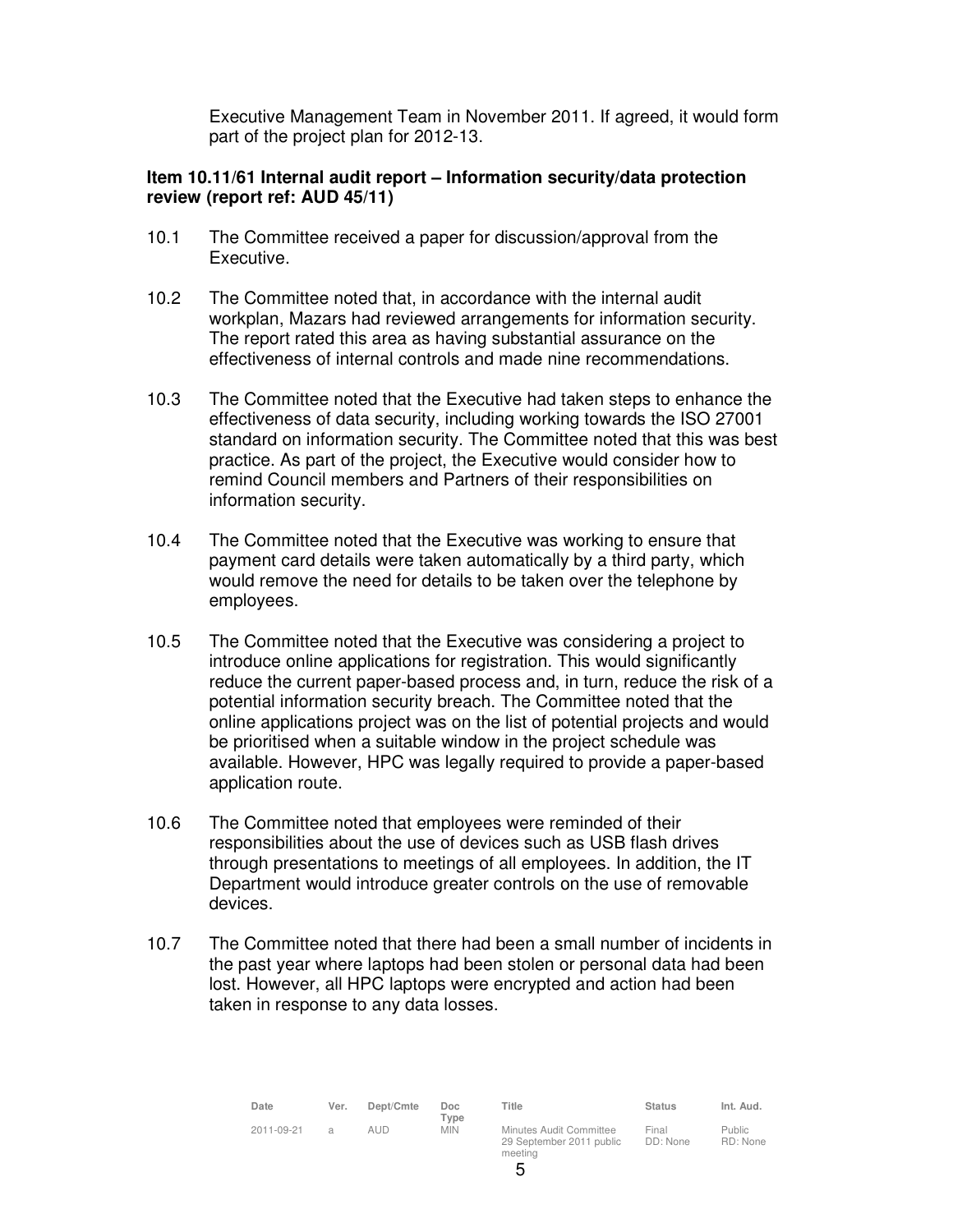Executive Management Team in November 2011. If agreed, it would form part of the project plan for 2012-13.

**Item 10.11/61 Internal audit report – Information security/data protection review (report ref: AUD 45/11)**

10.1 The Committee received a paper for discussion/approval from the Executive.

10.2 The Committee noted that, in accordance with the internal audit workplan, Mazars had reviewed arrangements for information security. The report rated this area as having substantial assurance on the effectiveness of internal controls and made nine recommendations.

10.3 The Committee noted that the Executive had taken steps to enhance the effectiveness of data security, including working towards the ISO 27001 standard on information security. The Committee noted that this was best practice. As part of the project, the Executive would consider how to remind Council members and Partners of their responsibilities on information security.

10.4 The Committee noted that the Executive was working to ensure that payment card details were taken automatically by a third party, which would remove the need for details to be taken over the telephone by employees.

10.5 The Committee noted that the Executive was considering a project to introduce online applications for registration. This would significantly reduce the current paper-based process and, in turn, reduce the risk of a potential information security breach. The Committee noted that the online applications project was on the list of potential projects and would be prioritised when a suitable window in the project schedule was available. However, HPC was legally required to provide a paper-based application route.

10.6 The Committee noted that employees were reminded of their responsibilities about the use of devices such as USB flash drives through presentations to meetings of all employees. In addition, the IT Department would introduce greater controls on the use of removable devices.

10.7 The Committee noted that there had been a small number of incidents in the past year where laptops had been stolen or personal data had been lost. However, all HPC laptops were encrypted and action had been taken in response to any data losses.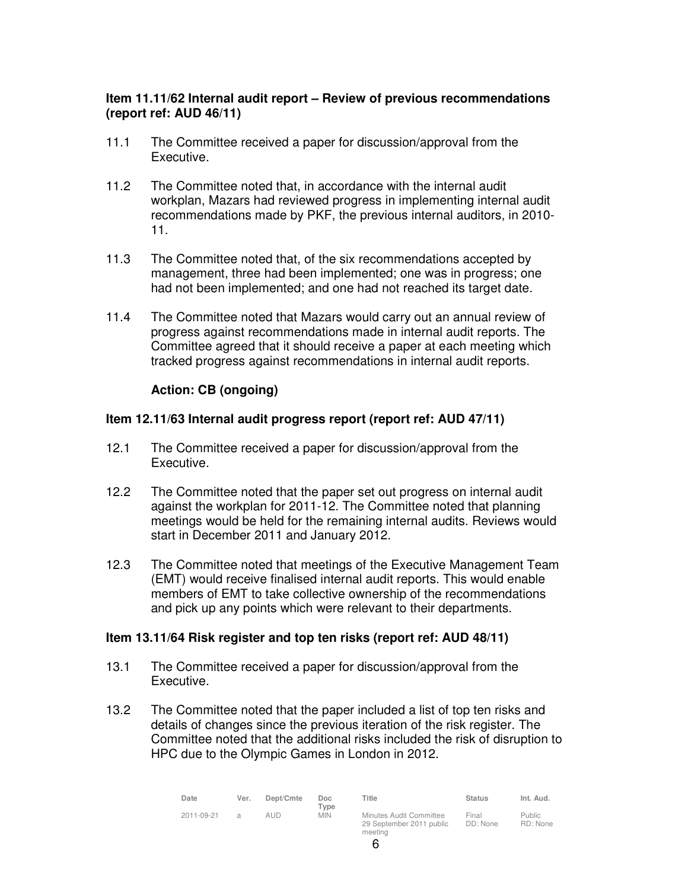**Item 11.11/62 Internal audit report – Review of previous recommendations (report ref: AUD 46/11)**

11.1 The Committee received a paper for discussion/approval from the Executive.

11.2 The Committee noted that, in accordance with the internal audit workplan, Mazars had reviewed progress in implementing internal audit recommendations made by PKF, the previous internal auditors, in 2010-11.

11.3 The Committee noted that, of the six recommendations accepted by management, three had been implemented; one was in progress; one had not been implemented; and one had not reached its target date.

11.4 The Committee noted that Mazars would carry out an annual review of progress against recommendations made in internal audit reports. The Committee agreed that it should receive a paper at each meeting which tracked progress against recommendations in internal audit reports.

**Action: CB (ongoing)**

**Item 12.11/63 Internal audit progress report (report ref: AUD 47/11)**

12.1 The Committee received a paper for discussion/approval from the Executive.

12.2 The Committee noted that the paper set out progress on internal audit against the workplan for 2011-12. The Committee noted that planning meetings would be held for the remaining internal audits. Reviews would start in December 2011 and January 2012.

12.3 The Committee noted that meetings of the Executive Management Team (EMT) would receive finalised internal audit reports. This would enable members of EMT to take collective ownership of the recommendations and pick up any points which were relevant to their departments.

**Item 13.11/64 Risk register and top ten risks (report ref: AUD 48/11)**

13.1 The Committee received a paper for discussion/approval from the Executive.

13.2 The Committee noted that the paper included a list of top ten risks and details of changes since the previous iteration of the risk register. The Committee noted that the additional risks included the risk of disruption to HPC due to the Olympic Games in London in 2012.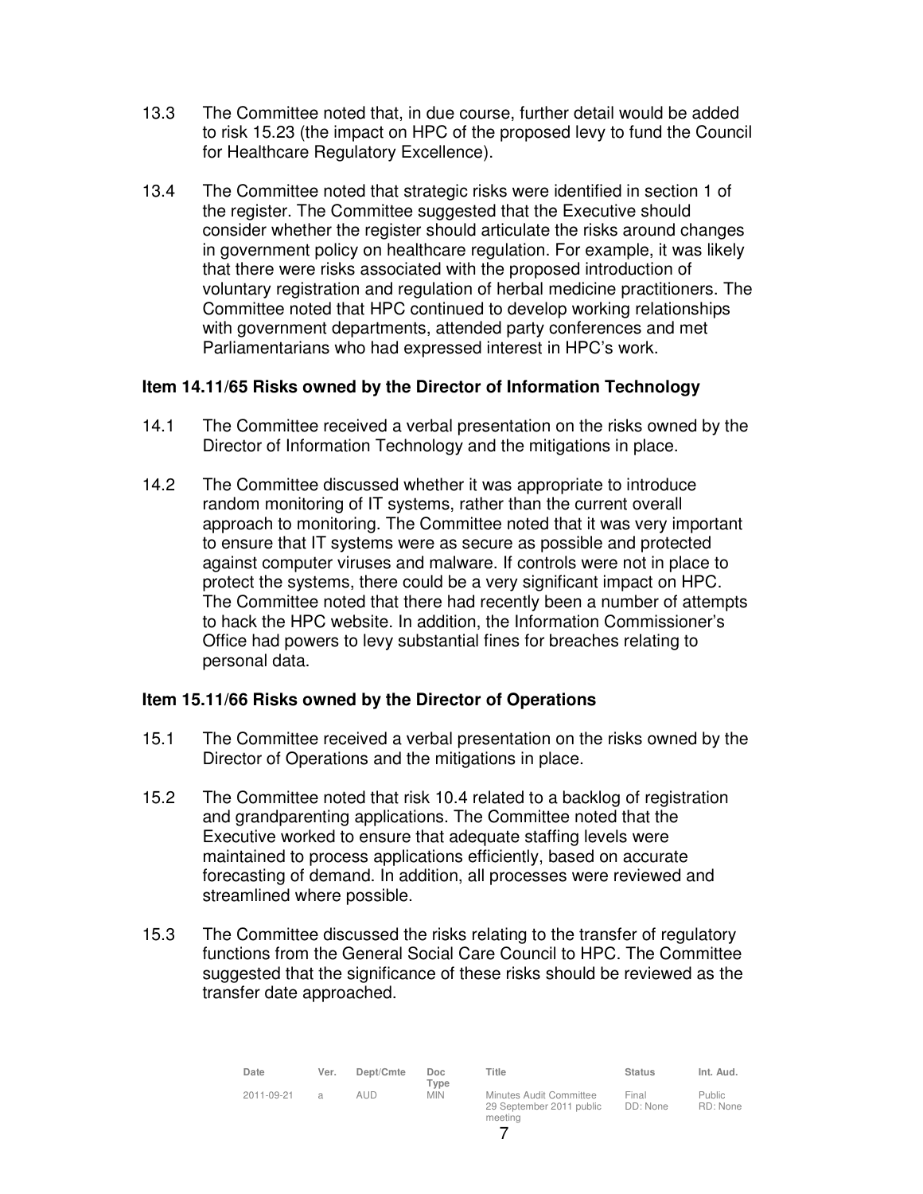13.3 The Committee noted that, in due course, further detail would be added to risk 15.23 (the impact on HPC of the proposed levy to fund the Council for Healthcare Regulatory Excellence).

13.4 The Committee noted that strategic risks were identified in section 1 of the register. The Committee suggested that the Executive should consider whether the register should articulate the risks around changes in government policy on healthcare regulation. For example, it was likely that there were risks associated with the proposed introduction of voluntary registration and regulation of herbal medicine practitioners. The Committee noted that HPC continued to develop working relationships with government departments, attended party conferences and met Parliamentarians who had expressed interest in HPC's work.

**Item 14.11/65 Risks owned by the Director of Information Technology**

14.1 The Committee received a verbal presentation on the risks owned by the Director of Information Technology and the mitigations in place.

14.2 The Committee discussed whether it was appropriate to introduce random monitoring of IT systems, rather than the current overall approach to monitoring. The Committee noted that it was very important to ensure that IT systems were as secure as possible and protected against computer viruses and malware. If controls were not in place to protect the systems, there could be a very significant impact on HPC. The Committee noted that there had recently been a number of attempts to hack the HPC website. In addition, the Information Commissioner's Office had powers to levy substantial fines for breaches relating to personal data.

**Item 15.11/66 Risks owned by the Director of Operations**

15.1 The Committee received a verbal presentation on the risks owned by the Director of Operations and the mitigations in place.

15.2 The Committee noted that risk 10.4 related to a backlog of registration and grandparenting applications. The Committee noted that the Executive worked to ensure that adequate staffing levels were maintained to process applications efficiently, based on accurate forecasting of demand. In addition, all processes were reviewed and streamlined where possible.

15.3 The Committee discussed the risks relating to the transfer of regulatory functions from the General Social Care Council to HPC. The Committee suggested that the significance of these risks should be reviewed as the transfer date approached.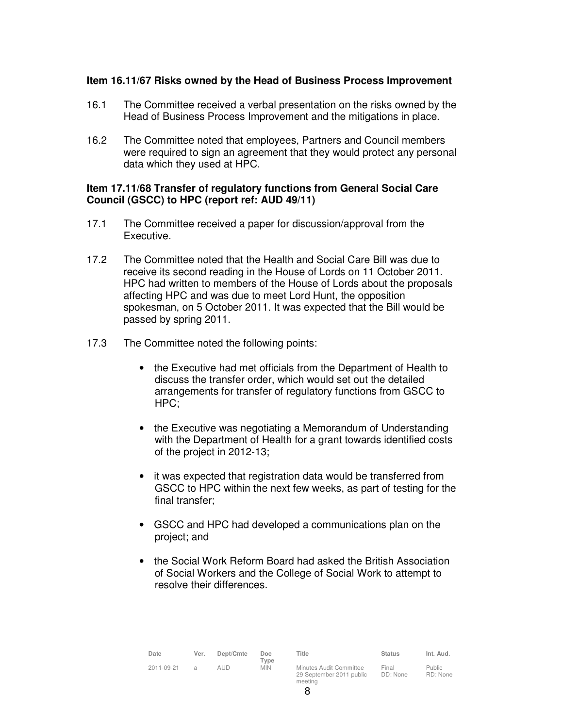**Item 16.11/67 Risks owned by the Head of Business Process Improvement**

16.1 The Committee received a verbal presentation on the risks owned by the Head of Business Process Improvement and the mitigations in place.

16.2 The Committee noted that employees, Partners and Council members were required to sign an agreement that they would protect any personal data which they used at HPC.

**Item 17.11/68 Transfer of regulatory functions from General Social Care Council (GSCC) to HPC (report ref: AUD 49/11)**

17.1 The Committee received a paper for discussion/approval from the Executive.

17.2 The Committee noted that the Health and Social Care Bill was due to receive its second reading in the House of Lords on 11 October 2011. HPC had written to members of the House of Lords about the proposals affecting HPC and was due to meet Lord Hunt, the opposition spokesman, on 5 October 2011. It was expected that the Bill would be passed by spring 2011.

17.3 The Committee noted the following points:

- the Executive had met officials from the Department of Health to discuss the transfer order, which would set out the detailed arrangements for transfer of regulatory functions from GSCC to HPC;

- the Executive was negotiating a Memorandum of Understanding with the Department of Health for a grant towards identified costs of the project in 2012-13;

- it was expected that registration data would be transferred from GSCC to HPC within the next few weeks, as part of testing for the final transfer;

- GSCC and HPC had developed a communications plan on the project; and

- the Social Work Reform Board had asked the British Association of Social Workers and the College of Social Work to attempt to resolve their differences.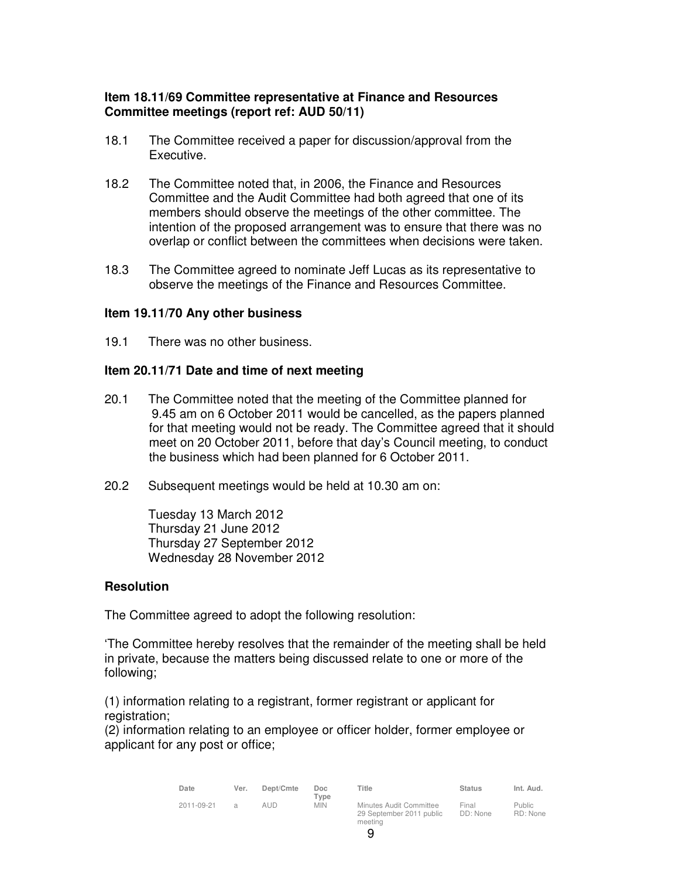**Item 18.11/69 Committee representative at Finance and Resources Committee meetings (report ref: AUD 50/11)**

18.1 The Committee received a paper for discussion/approval from the Executive.

18.2 The Committee noted that, in 2006, the Finance and Resources Committee and the Audit Committee had both agreed that one of its members should observe the meetings of the other committee. The intention of the proposed arrangement was to ensure that there was no overlap or conflict between the committees when decisions were taken.

18.3 The Committee agreed to nominate Jeff Lucas as its representative to observe the meetings of the Finance and Resources Committee.

**Item 19.11/70 Any other business**

19.1 There was no other business.

**Item 20.11/71 Date and time of next meeting**

20.1 The Committee noted that the meeting of the Committee planned for 9.45 am on 6 October 2011 would be cancelled, as the papers planned for that meeting would not be ready. The Committee agreed that it should meet on 20 October 2011, before that day's Council meeting, to conduct the business which had been planned for 6 October 2011.

20.2 Subsequent meetings would be held at 10.30 am on:

Tuesday 13 March 2012
Thursday 21 June 2012
Thursday 27 September 2012
Wednesday 28 November 2012

**Resolution**

The Committee agreed to adopt the following resolution:

'The Committee hereby resolves that the remainder of the meeting shall be held in private, because the matters being discussed relate to one or more of the following;

(1) information relating to a registrant, former registrant or applicant for registration;
(2) information relating to an employee or officer holder, former employee or applicant for any post or office;

| Date | Ver. | Dept/Cmte | Doc Type | Title | Status | Int. Aud. |
|---|---|---|---|---|---|---|
| 2011-09-21 | a | AUD | MIN | Minutes Audit Committee 29 September 2011 public meeting | Final DD: None | Public RD: None |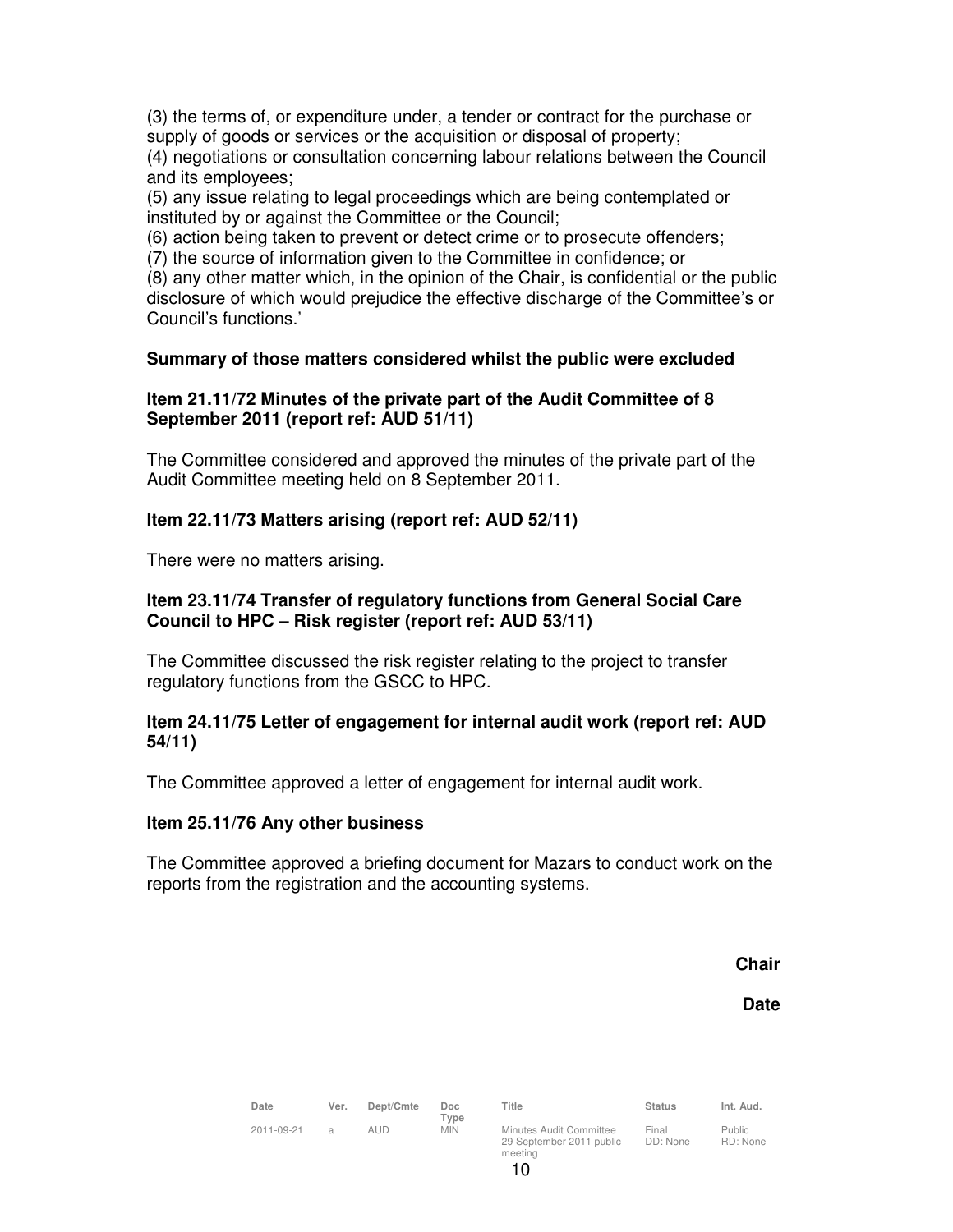(3) the terms of, or expenditure under, a tender or contract for the purchase or supply of goods or services or the acquisition or disposal of property;
(4) negotiations or consultation concerning labour relations between the Council and its employees;
(5) any issue relating to legal proceedings which are being contemplated or instituted by or against the Committee or the Council;
(6) action being taken to prevent or detect crime or to prosecute offenders;
(7) the source of information given to the Committee in confidence; or
(8) any other matter which, in the opinion of the Chair, is confidential or the public disclosure of which would prejudice the effective discharge of the Committee's or Council's functions.'

**Summary of those matters considered whilst the public were excluded**

**Item 21.11/72 Minutes of the private part of the Audit Committee of 8 September 2011 (report ref: AUD 51/11)**

The Committee considered and approved the minutes of the private part of the Audit Committee meeting held on 8 September 2011.

**Item 22.11/73 Matters arising (report ref: AUD 52/11)**

There were no matters arising.

**Item 23.11/74 Transfer of regulatory functions from General Social Care Council to HPC – Risk register (report ref: AUD 53/11)**

The Committee discussed the risk register relating to the project to transfer regulatory functions from the GSCC to HPC.

**Item 24.11/75 Letter of engagement for internal audit work (report ref: AUD 54/11)**

The Committee approved a letter of engagement for internal audit work.

**Item 25.11/76 Any other business**

The Committee approved a briefing document for Mazars to conduct work on the reports from the registration and the accounting systems.

**Chair**

**Date**

| Date | Ver. | Dept/Cmte | Doc Type | Title | Status | Int. Aud. |
|---|---|---|---|---|---|---|
| 2011-09-21 | a | AUD | MIN | Minutes Audit Committee 29 September 2011 public meeting | Final DD: None | Public RD: None |